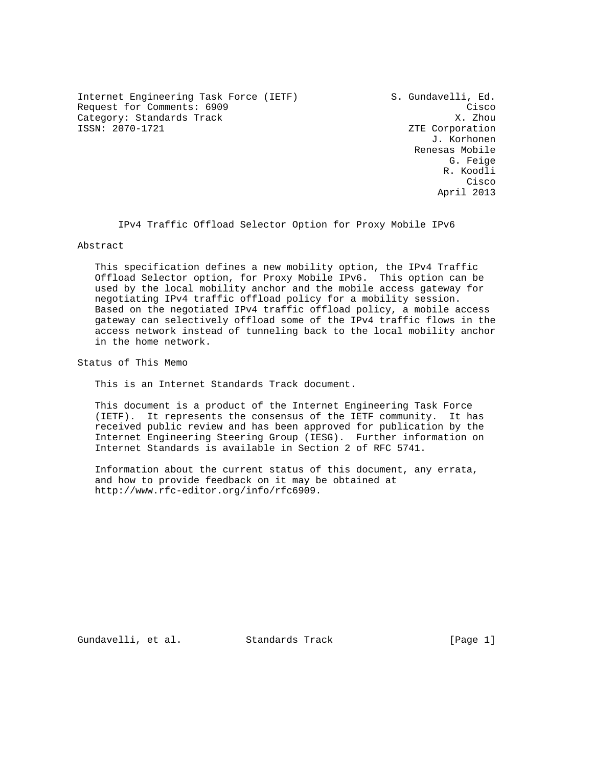Internet Engineering Task Force (IETF)  
Request for Comments: 6909  
Category: Standards Track  
ISSN: 2070-1721

S. Gundavelli, Ed.  
Cisco  
X. Zhou  
ZTE Corporation  
J. Korhonen  
Renesas Mobile  
G. Feige  
R. Koodli  
Cisco  
April 2013

# IPv4 Traffic Offload Selector Option for Proxy Mobile IPv6

## Abstract

This specification defines a new mobility option, the IPv4 Traffic Offload Selector option, for Proxy Mobile IPv6. This option can be used by the local mobility anchor and the mobile access gateway for negotiating IPv4 traffic offload policy for a mobility session. Based on the negotiated IPv4 traffic offload policy, a mobile access gateway can selectively offload some of the IPv4 traffic flows in the access network instead of tunneling back to the local mobility anchor in the home network.

## Status of This Memo

This is an Internet Standards Track document.

This document is a product of the Internet Engineering Task Force (IETF). It represents the consensus of the IETF community. It has received public review and has been approved for publication by the Internet Engineering Steering Group (IESG). Further information on Internet Standards is available in Section 2 of RFC 5741.

Information about the current status of this document, any errata, and how to provide feedback on it may be obtained at http://www.rfc-editor.org/info/rfc6909.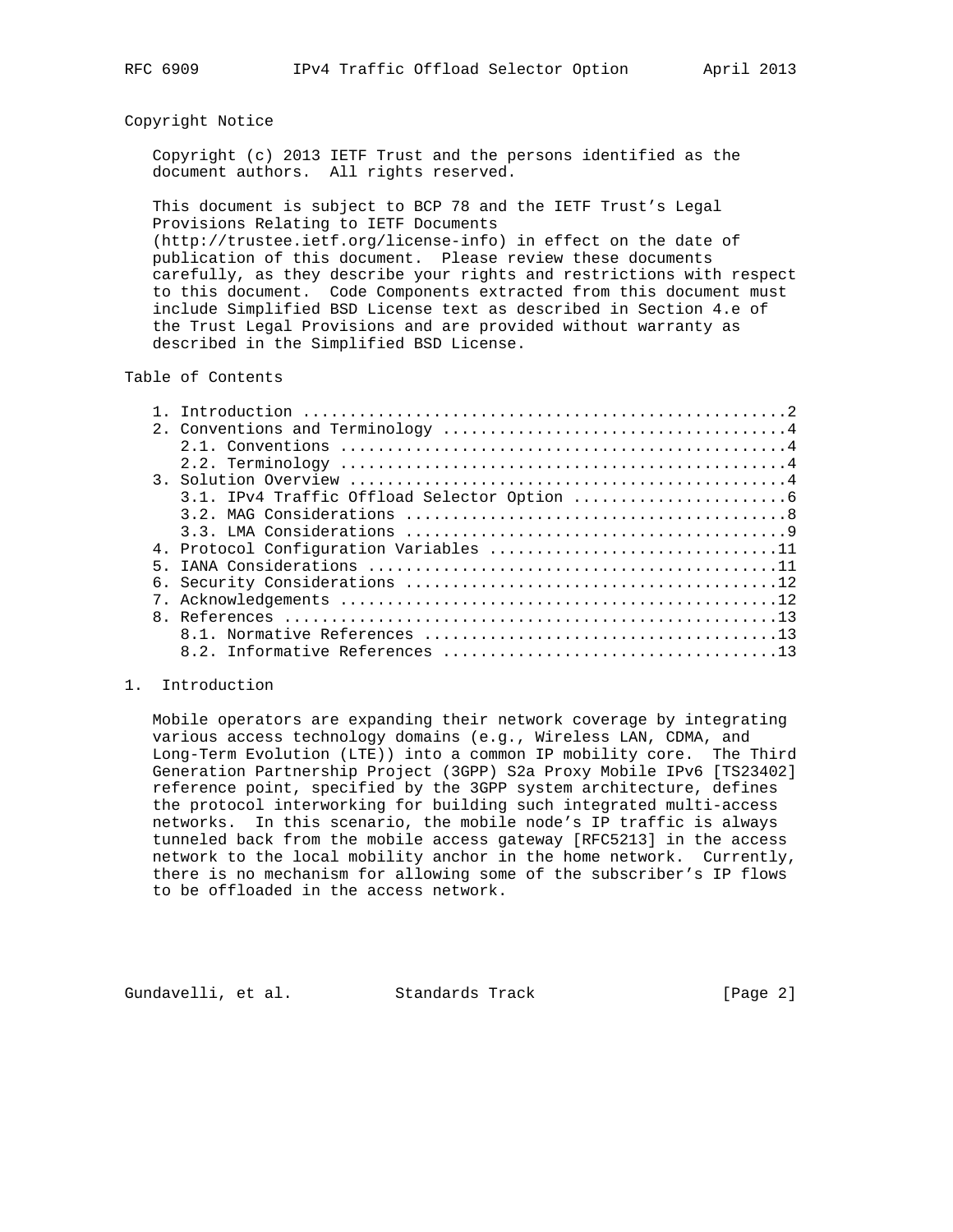## Copyright Notice

Copyright (c) 2013 IETF Trust and the persons identified as the document authors. All rights reserved.

This document is subject to BCP 78 and the IETF Trust's Legal Provisions Relating to IETF Documents (http://trustee.ietf.org/license-info) in effect on the date of publication of this document. Please review these documents carefully, as they describe your rights and restrictions with respect to this document. Code Components extracted from this document must include Simplified BSD License text as described in Section 4.e of the Trust Legal Provisions and are provided without warranty as described in the Simplified BSD License.

## Table of Contents

```
   1. Introduction ....................................................2
   2. Conventions and Terminology .....................................4
      2.1. Conventions ................................................4
      2.2. Terminology ................................................4
   3. Solution Overview ...............................................4
      3.1. IPv4 Traffic Offload Selector Option .......................6
      3.2. MAG Considerations .........................................8
      3.3. LMA Considerations .........................................9
   4. Protocol Configuration Variables ...............................11
   5. IANA Considerations ............................................11
   6. Security Considerations ........................................12
   7. Acknowledgements ...............................................12
   8. References .....................................................13
      8.1. Normative References ......................................13
      8.2. Informative References ....................................13
```

## 1. Introduction

Mobile operators are expanding their network coverage by integrating various access technology domains (e.g., Wireless LAN, CDMA, and Long-Term Evolution (LTE)) into a common IP mobility core. The Third Generation Partnership Project (3GPP) S2a Proxy Mobile IPv6 [TS23402] reference point, specified by the 3GPP system architecture, defines the protocol interworking for building such integrated multi-access networks. In this scenario, the mobile node's IP traffic is always tunneled back from the mobile access gateway [RFC5213] in the access network to the local mobility anchor in the home network. Currently, there is no mechanism for allowing some of the subscriber's IP flows to be offloaded in the access network.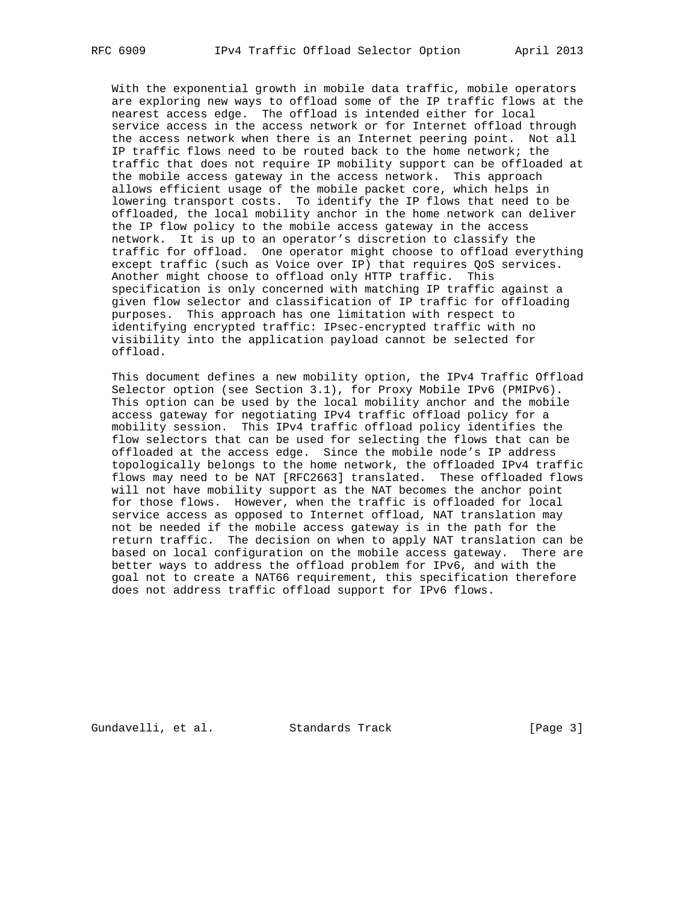With the exponential growth in mobile data traffic, mobile operators are exploring new ways to offload some of the IP traffic flows at the nearest access edge. The offload is intended either for local service access in the access network or for Internet offload through the access network when there is an Internet peering point. Not all IP traffic flows need to be routed back to the home network; the traffic that does not require IP mobility support can be offloaded at the mobile access gateway in the access network. This approach allows efficient usage of the mobile packet core, which helps in lowering transport costs. To identify the IP flows that need to be offloaded, the local mobility anchor in the home network can deliver the IP flow policy to the mobile access gateway in the access network. It is up to an operator's discretion to classify the traffic for offload. One operator might choose to offload everything except traffic (such as Voice over IP) that requires QoS services. Another might choose to offload only HTTP traffic. This specification is only concerned with matching IP traffic against a given flow selector and classification of IP traffic for offloading purposes. This approach has one limitation with respect to identifying encrypted traffic: IPsec-encrypted traffic with no visibility into the application payload cannot be selected for offload.

This document defines a new mobility option, the IPv4 Traffic Offload Selector option (see Section 3.1), for Proxy Mobile IPv6 (PMIPv6). This option can be used by the local mobility anchor and the mobile access gateway for negotiating IPv4 traffic offload policy for a mobility session. This IPv4 traffic offload policy identifies the flow selectors that can be used for selecting the flows that can be offloaded at the access edge. Since the mobile node's IP address topologically belongs to the home network, the offloaded IPv4 traffic flows may need to be NAT [RFC2663] translated. These offloaded flows will not have mobility support as the NAT becomes the anchor point for those flows. However, when the traffic is offloaded for local service access as opposed to Internet offload, NAT translation may not be needed if the mobile access gateway is in the path for the return traffic. The decision on when to apply NAT translation can be based on local configuration on the mobile access gateway. There are better ways to address the offload problem for IPv6, and with the goal not to create a NAT66 requirement, this specification therefore does not address traffic offload support for IPv6 flows.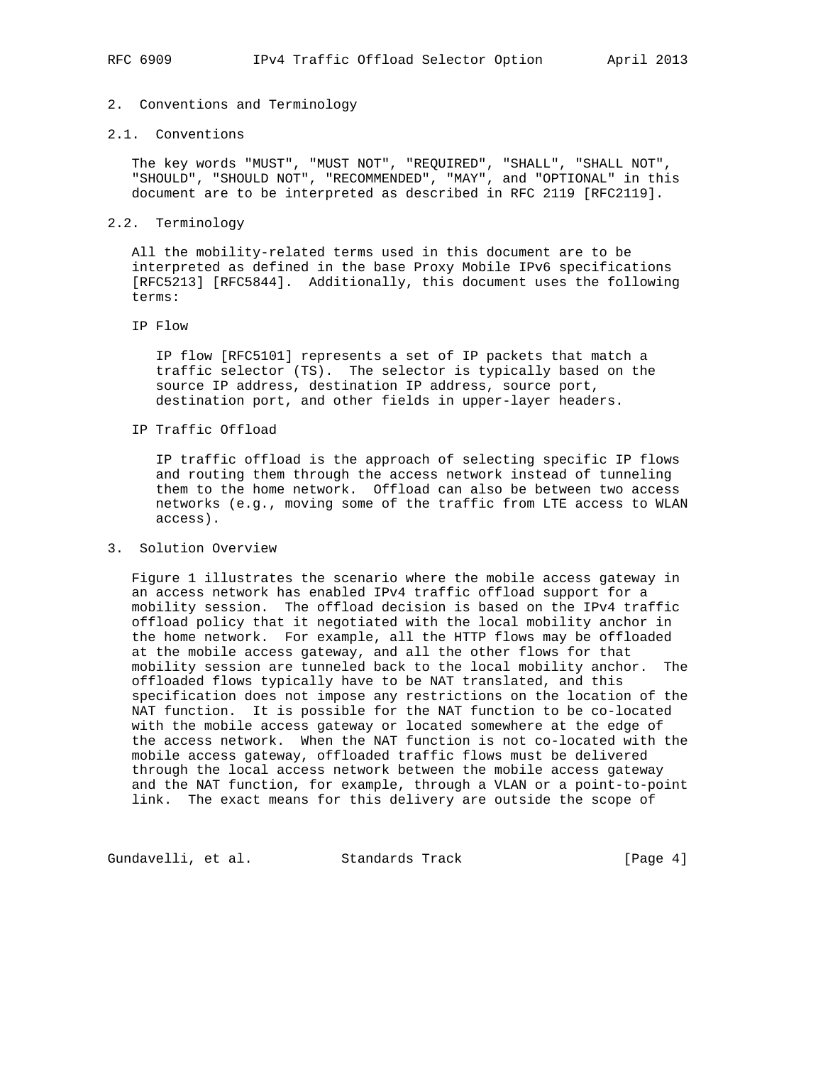## 2. Conventions and Terminology

### 2.1. Conventions

The key words "MUST", "MUST NOT", "REQUIRED", "SHALL", "SHALL NOT", "SHOULD", "SHOULD NOT", "RECOMMENDED", "MAY", and "OPTIONAL" in this document are to be interpreted as described in RFC 2119 [RFC2119].

### 2.2. Terminology

All the mobility-related terms used in this document are to be interpreted as defined in the base Proxy Mobile IPv6 specifications [RFC5213] [RFC5844]. Additionally, this document uses the following terms:

IP Flow

IP flow [RFC5101] represents a set of IP packets that match a traffic selector (TS). The selector is typically based on the source IP address, destination IP address, source port, destination port, and other fields in upper-layer headers.

IP Traffic Offload

IP traffic offload is the approach of selecting specific IP flows and routing them through the access network instead of tunneling them to the home network. Offload can also be between two access networks (e.g., moving some of the traffic from LTE access to WLAN access).

## 3. Solution Overview

Figure 1 illustrates the scenario where the mobile access gateway in an access network has enabled IPv4 traffic offload support for a mobility session. The offload decision is based on the IPv4 traffic offload policy that it negotiated with the local mobility anchor in the home network. For example, all the HTTP flows may be offloaded at the mobile access gateway, and all the other flows for that mobility session are tunneled back to the local mobility anchor. The offloaded flows typically have to be NAT translated, and this specification does not impose any restrictions on the location of the NAT function. It is possible for the NAT function to be co-located with the mobile access gateway or located somewhere at the edge of the access network. When the NAT function is not co-located with the mobile access gateway, offloaded traffic flows must be delivered through the local access network between the mobile access gateway and the NAT function, for example, through a VLAN or a point-to-point link. The exact means for this delivery are outside the scope of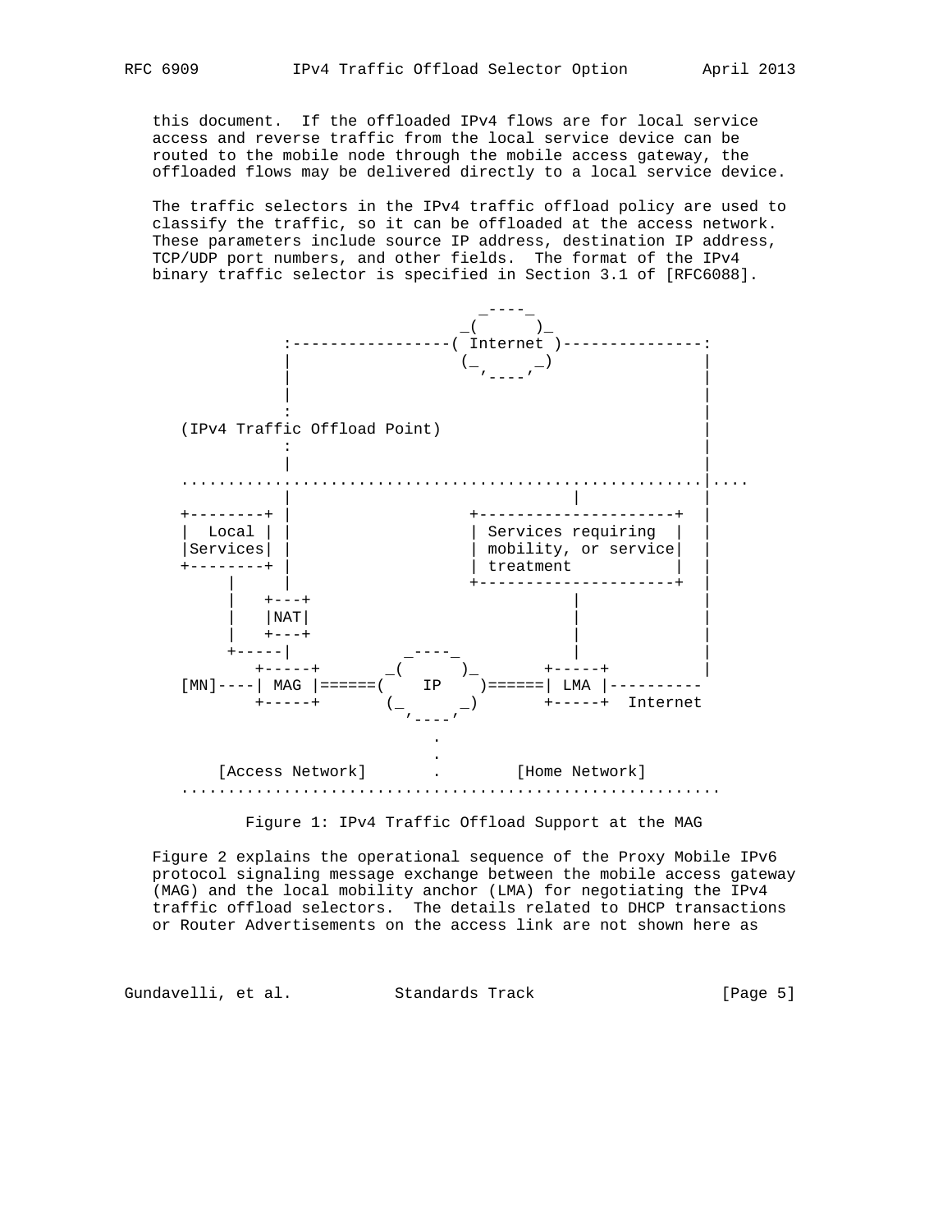this document. If the offloaded IPv4 flows are for local service access and reverse traffic from the local service device can be routed to the mobile node through the mobile access gateway, the offloaded flows may be delivered directly to a local service device.

The traffic selectors in the IPv4 traffic offload policy are used to classify the traffic, so it can be offloaded at the access network. These parameters include source IP address, destination IP address, TCP/UDP port numbers, and other fields. The format of the IPv4 binary traffic selector is specified in Section 3.1 of [RFC6088].

```
                                _----_
                              _(      )_
          :-----------------( Internet )---------------:
          |                  (_      _)                |
          |                    '----'                  |
          |                                            |
          :                                            |
(IPv4 Traffic Offload Point)                           |
          :                                            |
          |                                            |
......................................................|....
          |                    |                       |
+--------+ |                +---------------------+   |
|  Local | |                | Services requiring  |   |
|Services| |                | mobility, or service|   |
+--------+ |                | treatment           |   |
     |     |                +---------------------+   |
     |   +---+                         |               |
     |   |NAT|                         |               |
     |   +---+                         |               |
     +-----|          _----_           |               |
        +-----+     _(      )_      +-----+            |
[MN]----| MAG |======(    IP    )======| LMA |----------
        +-----+     (_      _)      +-----+  Internet
                      '----'
                         .
                         .
    [Access Network]     .        [Home Network]
..........................................................
```

Figure 1: IPv4 Traffic Offload Support at the MAG

Figure 2 explains the operational sequence of the Proxy Mobile IPv6 protocol signaling message exchange between the mobile access gateway (MAG) and the local mobility anchor (LMA) for negotiating the IPv4 traffic offload selectors. The details related to DHCP transactions or Router Advertisements on the access link are not shown here as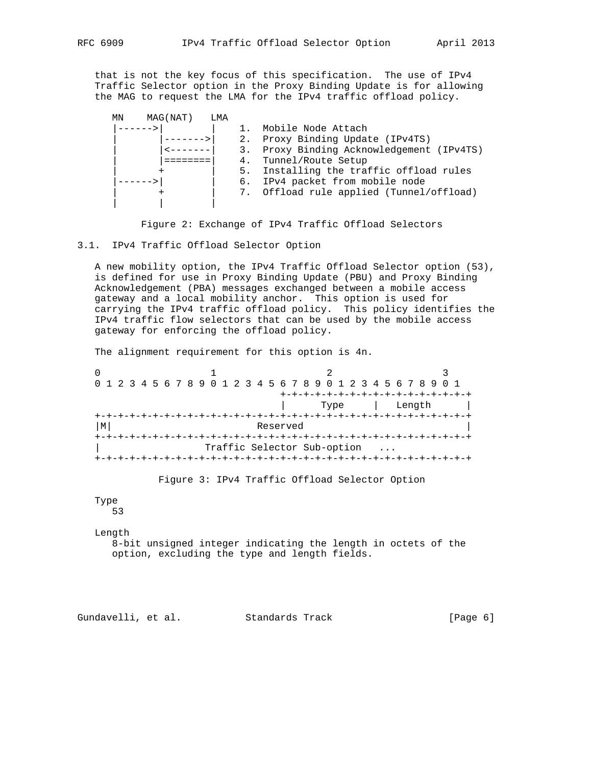that is not the key focus of this specification. The use of IPv4 Traffic Selector option in the Proxy Binding Update is for allowing the MAG to request the LMA for the IPv4 traffic offload policy.

```
   MN    MAG(NAT)   LMA
   |------>|        |    1.  Mobile Node Attach
   |       |------->|    2.  Proxy Binding Update (IPv4TS)
   |       |<-------|    3.  Proxy Binding Acknowledgement (IPv4TS)
   |       |========|    4.  Tunnel/Route Setup
   |       +        |    5.  Installing the traffic offload rules
   |------>|        |    6.  IPv4 packet from mobile node
   |       +        |    7.  Offload rule applied (Tunnel/offload)
   |       |        |
```

Figure 2: Exchange of IPv4 Traffic Offload Selectors

### 3.1. IPv4 Traffic Offload Selector Option

A new mobility option, the IPv4 Traffic Offload Selector option (53), is defined for use in Proxy Binding Update (PBU) and Proxy Binding Acknowledgement (PBA) messages exchanged between a mobile access gateway and a local mobility anchor. This option is used for carrying the IPv4 traffic offload policy. This policy identifies the IPv4 traffic flow selectors that can be used by the mobile access gateway for enforcing the offload policy.

The alignment requirement for this option is 4n.

```
0                   1                   2                   3
0 1 2 3 4 5 6 7 8 9 0 1 2 3 4 5 6 7 8 9 0 1 2 3 4 5 6 7 8 9 0 1
                                +-+-+-+-+-+-+-+-+-+-+-+-+-+-+-+-+
                                |      Type     |   Length      |
+-+-+-+-+-+-+-+-+-+-+-+-+-+-+-+-+-+-+-+-+-+-+-+-+-+-+-+-+-+-+-+-+
|M|                          Reserved                           |
+-+-+-+-+-+-+-+-+-+-+-+-+-+-+-+-+-+-+-+-+-+-+-+-+-+-+-+-+-+-+-+-+
|                 Traffic Selector Sub-option   ...
+-+-+-+-+-+-+-+-+-+-+-+-+-+-+-+-+-+-+-+-+-+-+-+-+-+-+-+-+-+-+-+-+
```

Figure 3: IPv4 Traffic Offload Selector Option

Type
   53

Length
   8-bit unsigned integer indicating the length in octets of the option, excluding the type and length fields.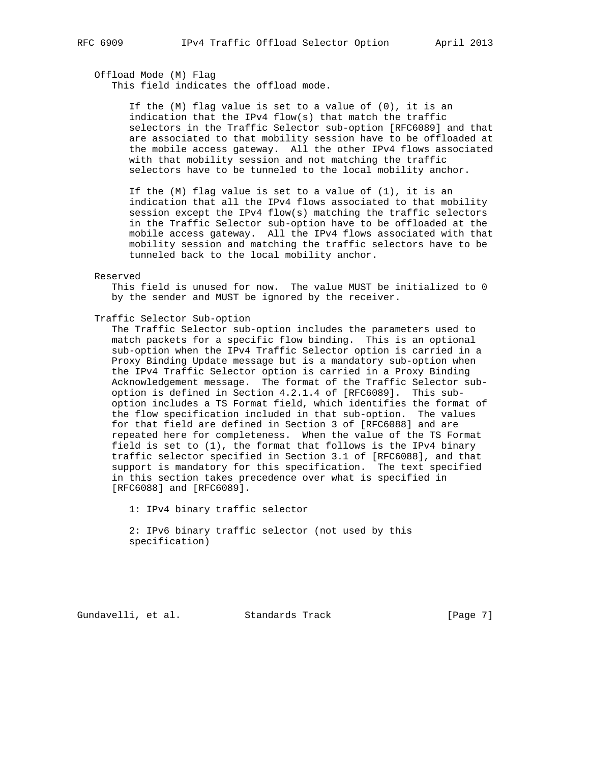Offload Mode (M) Flag

This field indicates the offload mode.

If the (M) flag value is set to a value of (0), it is an indication that the IPv4 flow(s) that match the traffic selectors in the Traffic Selector sub-option [RFC6089] and that are associated to that mobility session have to be offloaded at the mobile access gateway. All the other IPv4 flows associated with that mobility session and not matching the traffic selectors have to be tunneled to the local mobility anchor.

If the (M) flag value is set to a value of (1), it is an indication that all the IPv4 flows associated to that mobility session except the IPv4 flow(s) matching the traffic selectors in the Traffic Selector sub-option have to be offloaded at the mobile access gateway. All the IPv4 flows associated with that mobility session and matching the traffic selectors have to be tunneled back to the local mobility anchor.

Reserved

This field is unused for now. The value MUST be initialized to 0 by the sender and MUST be ignored by the receiver.

Traffic Selector Sub-option

The Traffic Selector sub-option includes the parameters used to match packets for a specific flow binding. This is an optional sub-option when the IPv4 Traffic Selector option is carried in a Proxy Binding Update message but is a mandatory sub-option when the IPv4 Traffic Selector option is carried in a Proxy Binding Acknowledgement message. The format of the Traffic Selector sub-option is defined in Section 4.2.1.4 of [RFC6089]. This sub-option includes a TS Format field, which identifies the format of the flow specification included in that sub-option. The values for that field are defined in Section 3 of [RFC6088] and are repeated here for completeness. When the value of the TS Format field is set to (1), the format that follows is the IPv4 binary traffic selector specified in Section 3.1 of [RFC6088], and that support is mandatory for this specification. The text specified in this section takes precedence over what is specified in [RFC6088] and [RFC6089].

1: IPv4 binary traffic selector

2: IPv6 binary traffic selector (not used by this specification)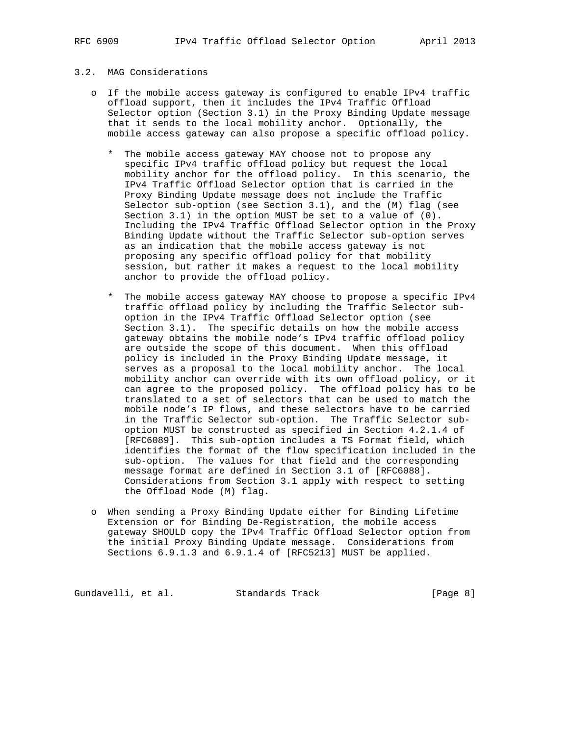### 3.2. MAG Considerations

- If the mobile access gateway is configured to enable IPv4 traffic offload support, then it includes the IPv4 Traffic Offload Selector option (Section 3.1) in the Proxy Binding Update message that it sends to the local mobility anchor. Optionally, the mobile access gateway can also propose a specific offload policy.

  * The mobile access gateway MAY choose not to propose any specific IPv4 traffic offload policy but request the local mobility anchor for the offload policy. In this scenario, the IPv4 Traffic Offload Selector option that is carried in the Proxy Binding Update message does not include the Traffic Selector sub-option (see Section 3.1), and the (M) flag (see Section 3.1) in the option MUST be set to a value of (0). Including the IPv4 Traffic Offload Selector option in the Proxy Binding Update without the Traffic Selector sub-option serves as an indication that the mobile access gateway is not proposing any specific offload policy for that mobility session, but rather it makes a request to the local mobility anchor to provide the offload policy.

  * The mobile access gateway MAY choose to propose a specific IPv4 traffic offload policy by including the Traffic Selector sub-option in the IPv4 Traffic Offload Selector option (see Section 3.1). The specific details on how the mobile access gateway obtains the mobile node's IPv4 traffic offload policy are outside the scope of this document. When this offload policy is included in the Proxy Binding Update message, it serves as a proposal to the local mobility anchor. The local mobility anchor can override with its own offload policy, or it can agree to the proposed policy. The offload policy has to be translated to a set of selectors that can be used to match the mobile node's IP flows, and these selectors have to be carried in the Traffic Selector sub-option. The Traffic Selector sub-option MUST be constructed as specified in Section 4.2.1.4 of [RFC6089]. This sub-option includes a TS Format field, which identifies the format of the flow specification included in the sub-option. The values for that field and the corresponding message format are defined in Section 3.1 of [RFC6088]. Considerations from Section 3.1 apply with respect to setting the Offload Mode (M) flag.

- When sending a Proxy Binding Update either for Binding Lifetime Extension or for Binding De-Registration, the mobile access gateway SHOULD copy the IPv4 Traffic Offload Selector option from the initial Proxy Binding Update message. Considerations from Sections 6.9.1.3 and 6.9.1.4 of [RFC5213] MUST be applied.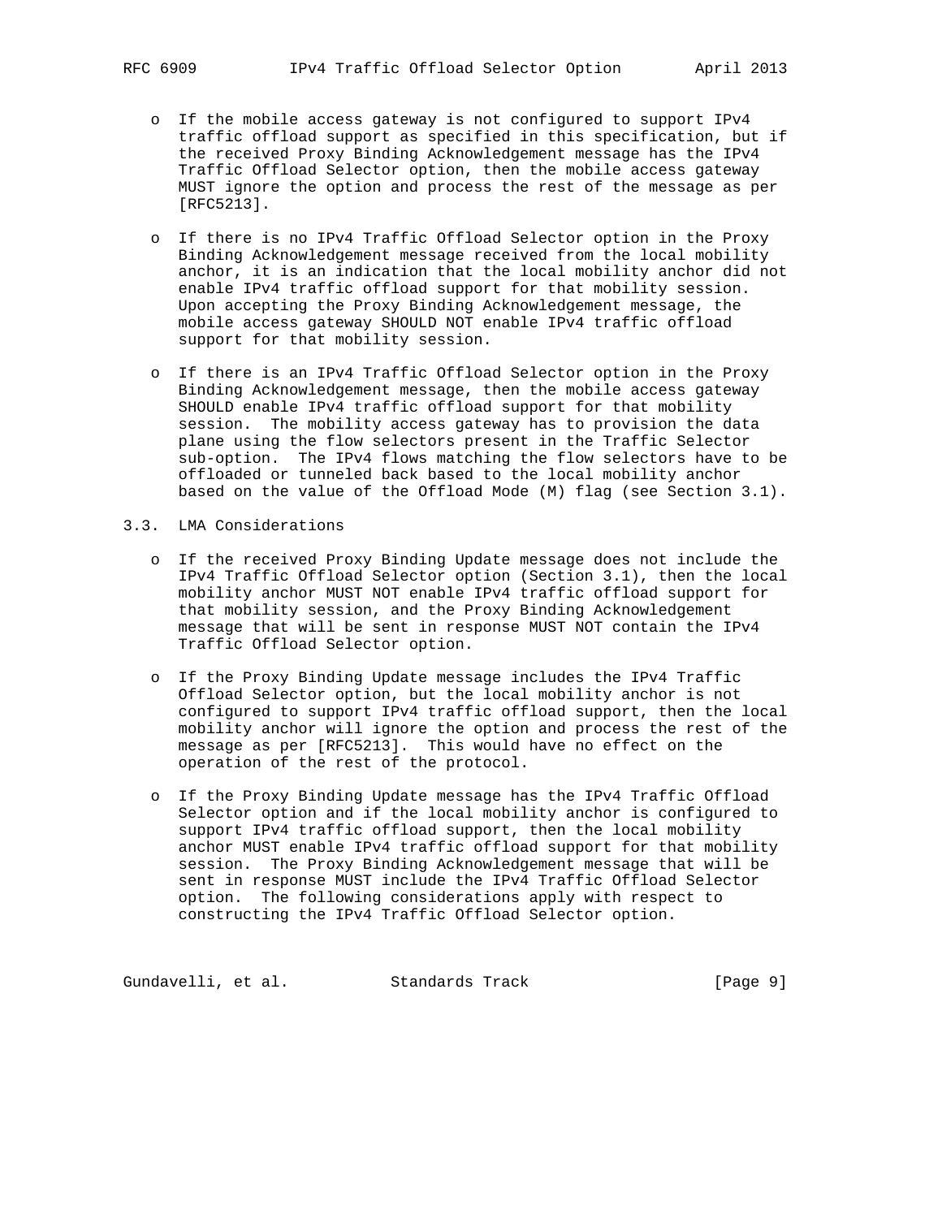- If the mobile access gateway is not configured to support IPv4 traffic offload support as specified in this specification, but if the received Proxy Binding Acknowledgement message has the IPv4 Traffic Offload Selector option, then the mobile access gateway MUST ignore the option and process the rest of the message as per [RFC5213].

- If there is no IPv4 Traffic Offload Selector option in the Proxy Binding Acknowledgement message received from the local mobility anchor, it is an indication that the local mobility anchor did not enable IPv4 traffic offload support for that mobility session. Upon accepting the Proxy Binding Acknowledgement message, the mobile access gateway SHOULD NOT enable IPv4 traffic offload support for that mobility session.

- If there is an IPv4 Traffic Offload Selector option in the Proxy Binding Acknowledgement message, then the mobile access gateway SHOULD enable IPv4 traffic offload support for that mobility session. The mobility access gateway has to provision the data plane using the flow selectors present in the Traffic Selector sub-option. The IPv4 flows matching the flow selectors have to be offloaded or tunneled back based to the local mobility anchor based on the value of the Offload Mode (M) flag (see Section 3.1).

### 3.3. LMA Considerations

- If the received Proxy Binding Update message does not include the IPv4 Traffic Offload Selector option (Section 3.1), then the local mobility anchor MUST NOT enable IPv4 traffic offload support for that mobility session, and the Proxy Binding Acknowledgement message that will be sent in response MUST NOT contain the IPv4 Traffic Offload Selector option.

- If the Proxy Binding Update message includes the IPv4 Traffic Offload Selector option, but the local mobility anchor is not configured to support IPv4 traffic offload support, then the local mobility anchor will ignore the option and process the rest of the message as per [RFC5213]. This would have no effect on the operation of the rest of the protocol.

- If the Proxy Binding Update message has the IPv4 Traffic Offload Selector option and if the local mobility anchor is configured to support IPv4 traffic offload support, then the local mobility anchor MUST enable IPv4 traffic offload support for that mobility session. The Proxy Binding Acknowledgement message that will be sent in response MUST include the IPv4 Traffic Offload Selector option. The following considerations apply with respect to constructing the IPv4 Traffic Offload Selector option.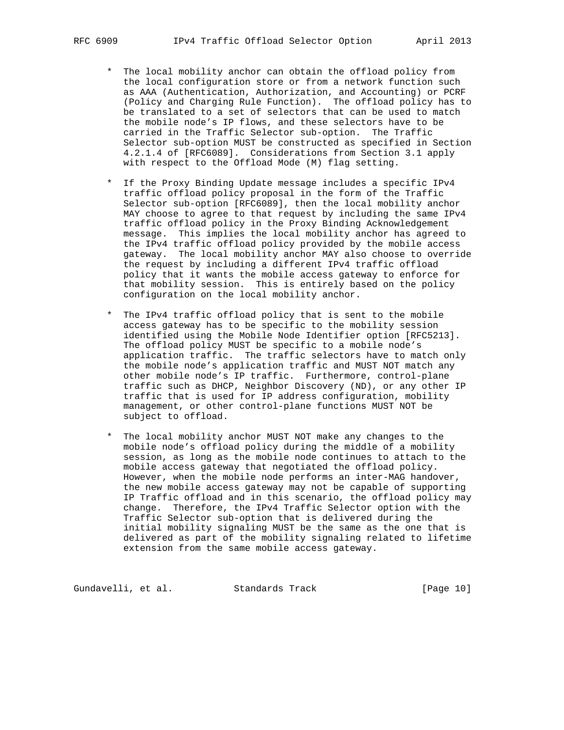* The local mobility anchor can obtain the offload policy from the local configuration store or from a network function such as AAA (Authentication, Authorization, and Accounting) or PCRF (Policy and Charging Rule Function). The offload policy has to be translated to a set of selectors that can be used to match the mobile node's IP flows, and these selectors have to be carried in the Traffic Selector sub-option. The Traffic Selector sub-option MUST be constructed as specified in Section 4.2.1.4 of [RFC6089]. Considerations from Section 3.1 apply with respect to the Offload Mode (M) flag setting.

* If the Proxy Binding Update message includes a specific IPv4 traffic offload policy proposal in the form of the Traffic Selector sub-option [RFC6089], then the local mobility anchor MAY choose to agree to that request by including the same IPv4 traffic offload policy in the Proxy Binding Acknowledgement message. This implies the local mobility anchor has agreed to the IPv4 traffic offload policy provided by the mobile access gateway. The local mobility anchor MAY also choose to override the request by including a different IPv4 traffic offload policy that it wants the mobile access gateway to enforce for that mobility session. This is entirely based on the policy configuration on the local mobility anchor.

* The IPv4 traffic offload policy that is sent to the mobile access gateway has to be specific to the mobility session identified using the Mobile Node Identifier option [RFC5213]. The offload policy MUST be specific to a mobile node's application traffic. The traffic selectors have to match only the mobile node's application traffic and MUST NOT match any other mobile node's IP traffic. Furthermore, control-plane traffic such as DHCP, Neighbor Discovery (ND), or any other IP traffic that is used for IP address configuration, mobility management, or other control-plane functions MUST NOT be subject to offload.

* The local mobility anchor MUST NOT make any changes to the mobile node's offload policy during the middle of a mobility session, as long as the mobile node continues to attach to the mobile access gateway that negotiated the offload policy. However, when the mobile node performs an inter-MAG handover, the new mobile access gateway may not be capable of supporting IP Traffic offload and in this scenario, the offload policy may change. Therefore, the IPv4 Traffic Selector option with the Traffic Selector sub-option that is delivered during the initial mobility signaling MUST be the same as the one that is delivered as part of the mobility signaling related to lifetime extension from the same mobile access gateway.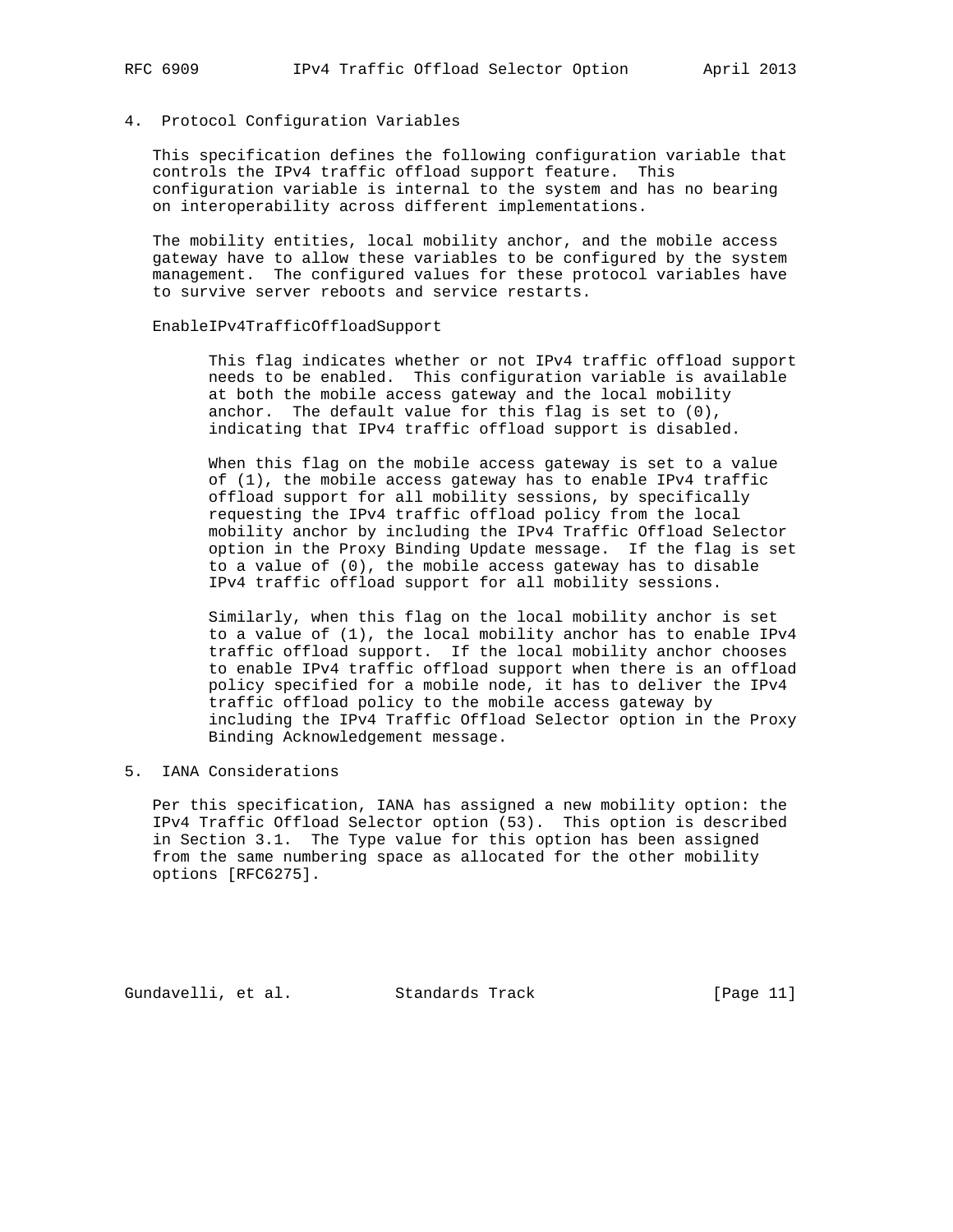## 4. Protocol Configuration Variables

This specification defines the following configuration variable that controls the IPv4 traffic offload support feature. This configuration variable is internal to the system and has no bearing on interoperability across different implementations.

The mobility entities, local mobility anchor, and the mobile access gateway have to allow these variables to be configured by the system management. The configured values for these protocol variables have to survive server reboots and service restarts.

EnableIPv4TrafficOffloadSupport

> This flag indicates whether or not IPv4 traffic offload support needs to be enabled. This configuration variable is available at both the mobile access gateway and the local mobility anchor. The default value for this flag is set to (0), indicating that IPv4 traffic offload support is disabled.
>
> When this flag on the mobile access gateway is set to a value of (1), the mobile access gateway has to enable IPv4 traffic offload support for all mobility sessions, by specifically requesting the IPv4 traffic offload policy from the local mobility anchor by including the IPv4 Traffic Offload Selector option in the Proxy Binding Update message. If the flag is set to a value of (0), the mobile access gateway has to disable IPv4 traffic offload support for all mobility sessions.
>
> Similarly, when this flag on the local mobility anchor is set to a value of (1), the local mobility anchor has to enable IPv4 traffic offload support. If the local mobility anchor chooses to enable IPv4 traffic offload support when there is an offload policy specified for a mobile node, it has to deliver the IPv4 traffic offload policy to the mobile access gateway by including the IPv4 Traffic Offload Selector option in the Proxy Binding Acknowledgement message.

## 5. IANA Considerations

Per this specification, IANA has assigned a new mobility option: the IPv4 Traffic Offload Selector option (53). This option is described in Section 3.1. The Type value for this option has been assigned from the same numbering space as allocated for the other mobility options [RFC6275].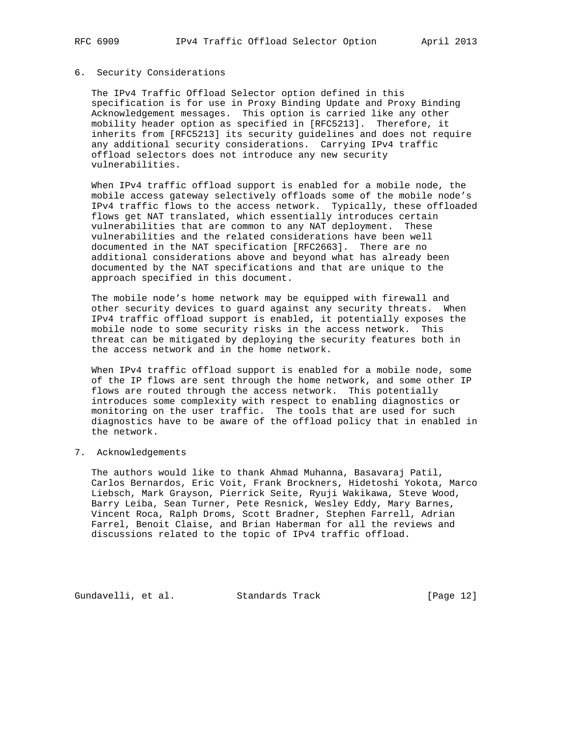## 6. Security Considerations

The IPv4 Traffic Offload Selector option defined in this specification is for use in Proxy Binding Update and Proxy Binding Acknowledgement messages. This option is carried like any other mobility header option as specified in [RFC5213]. Therefore, it inherits from [RFC5213] its security guidelines and does not require any additional security considerations. Carrying IPv4 traffic offload selectors does not introduce any new security vulnerabilities.

When IPv4 traffic offload support is enabled for a mobile node, the mobile access gateway selectively offloads some of the mobile node's IPv4 traffic flows to the access network. Typically, these offloaded flows get NAT translated, which essentially introduces certain vulnerabilities that are common to any NAT deployment. These vulnerabilities and the related considerations have been well documented in the NAT specification [RFC2663]. There are no additional considerations above and beyond what has already been documented by the NAT specifications and that are unique to the approach specified in this document.

The mobile node's home network may be equipped with firewall and other security devices to guard against any security threats. When IPv4 traffic offload support is enabled, it potentially exposes the mobile node to some security risks in the access network. This threat can be mitigated by deploying the security features both in the access network and in the home network.

When IPv4 traffic offload support is enabled for a mobile node, some of the IP flows are sent through the home network, and some other IP flows are routed through the access network. This potentially introduces some complexity with respect to enabling diagnostics or monitoring on the user traffic. The tools that are used for such diagnostics have to be aware of the offload policy that in enabled in the network.

## 7. Acknowledgements

The authors would like to thank Ahmad Muhanna, Basavaraj Patil, Carlos Bernardos, Eric Voit, Frank Brockners, Hidetoshi Yokota, Marco Liebsch, Mark Grayson, Pierrick Seite, Ryuji Wakikawa, Steve Wood, Barry Leiba, Sean Turner, Pete Resnick, Wesley Eddy, Mary Barnes, Vincent Roca, Ralph Droms, Scott Bradner, Stephen Farrell, Adrian Farrel, Benoit Claise, and Brian Haberman for all the reviews and discussions related to the topic of IPv4 traffic offload.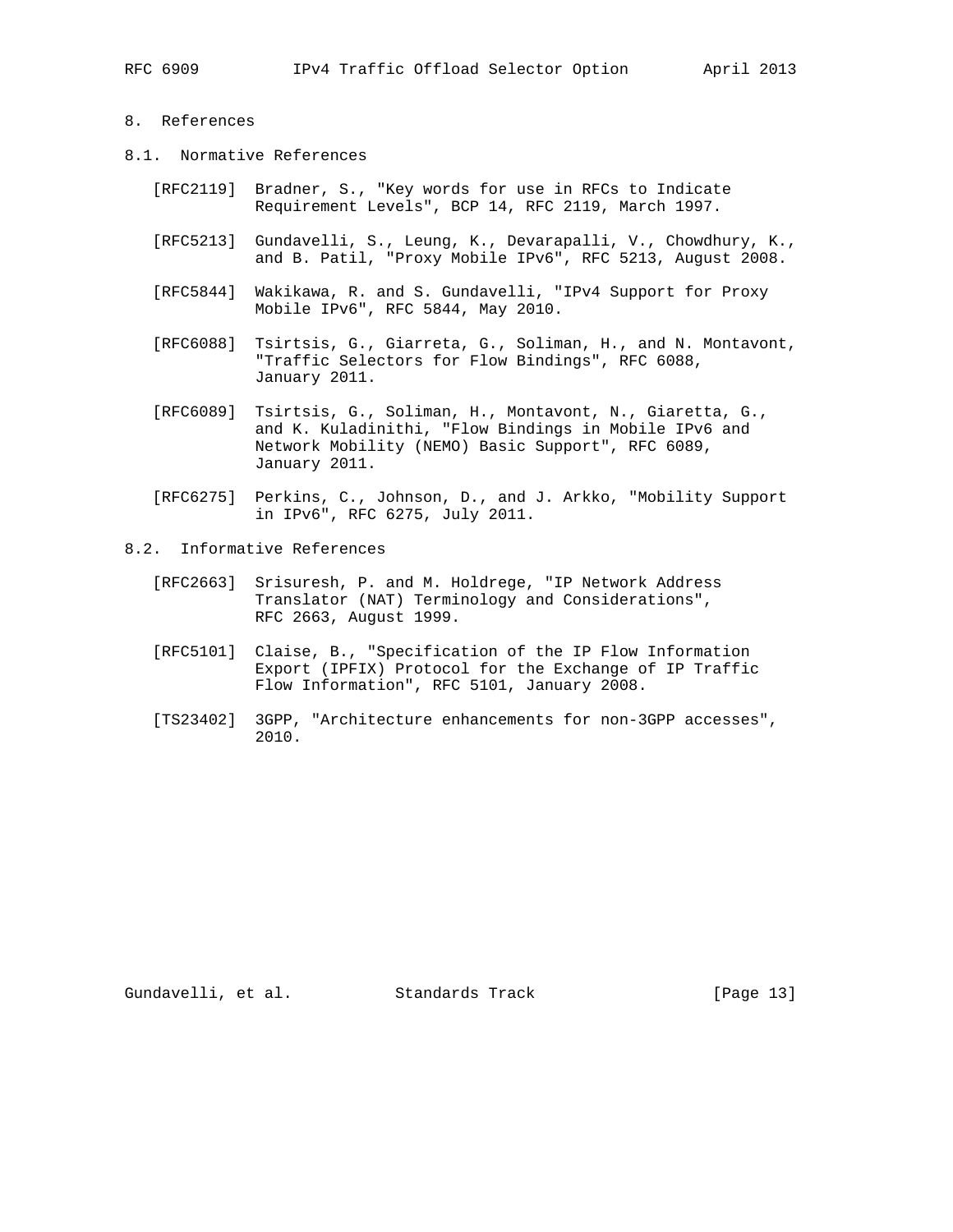# 8. References

## 8.1. Normative References

[RFC2119] Bradner, S., "Key words for use in RFCs to Indicate Requirement Levels", BCP 14, RFC 2119, March 1997.

[RFC5213] Gundavelli, S., Leung, K., Devarapalli, V., Chowdhury, K., and B. Patil, "Proxy Mobile IPv6", RFC 5213, August 2008.

[RFC5844] Wakikawa, R. and S. Gundavelli, "IPv4 Support for Proxy Mobile IPv6", RFC 5844, May 2010.

[RFC6088] Tsirtsis, G., Giarreta, G., Soliman, H., and N. Montavont, "Traffic Selectors for Flow Bindings", RFC 6088, January 2011.

[RFC6089] Tsirtsis, G., Soliman, H., Montavont, N., Giaretta, G., and K. Kuladinithi, "Flow Bindings in Mobile IPv6 and Network Mobility (NEMO) Basic Support", RFC 6089, January 2011.

[RFC6275] Perkins, C., Johnson, D., and J. Arkko, "Mobility Support in IPv6", RFC 6275, July 2011.

## 8.2. Informative References

[RFC2663] Srisuresh, P. and M. Holdrege, "IP Network Address Translator (NAT) Terminology and Considerations", RFC 2663, August 1999.

[RFC5101] Claise, B., "Specification of the IP Flow Information Export (IPFIX) Protocol for the Exchange of IP Traffic Flow Information", RFC 5101, January 2008.

[TS23402] 3GPP, "Architecture enhancements for non-3GPP accesses", 2010.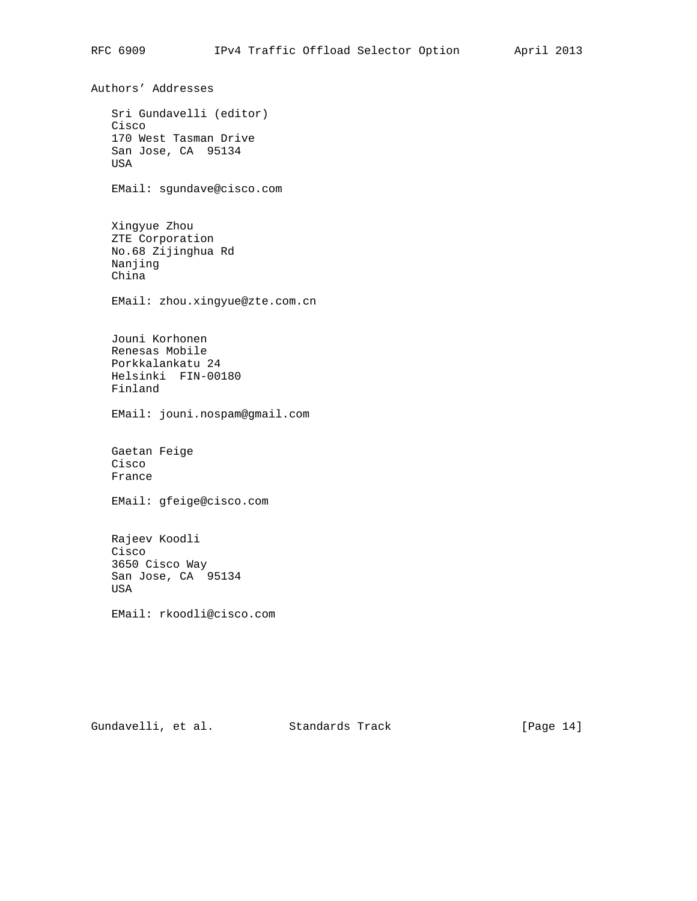## Authors' Addresses

Sri Gundavelli (editor)
Cisco
170 West Tasman Drive
San Jose, CA  95134
USA

EMail: sgundave@cisco.com

Xingyue Zhou
ZTE Corporation
No.68 Zijinghua Rd
Nanjing
China

EMail: zhou.xingyue@zte.com.cn

Jouni Korhonen
Renesas Mobile
Porkkalankatu 24
Helsinki  FIN-00180
Finland

EMail: jouni.nospam@gmail.com

Gaetan Feige
Cisco
France

EMail: gfeige@cisco.com

Rajeev Koodli
Cisco
3650 Cisco Way
San Jose, CA  95134
USA

EMail: rkoodli@cisco.com